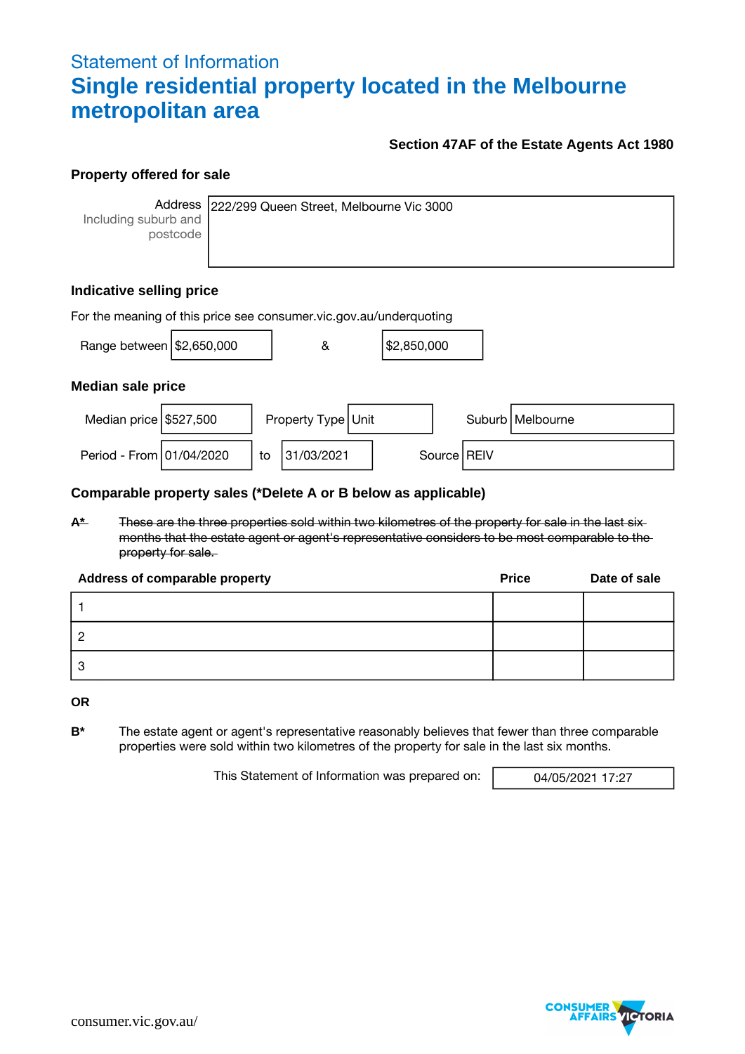Statement of Information

# Single residential property located in the Melbourne metropolitan area

**Section 47AF of the Estate Agents Act 1980**

### Property offered for sale

| Address Including suburb and postcode | 222/299 Queen Street, Melbourne Vic 3000 |
|---|---|

### Indicative selling price

For the meaning of this price see consumer.vic.gov.au/underquoting

Range between $2,650,000 & $2,850,000

### Median sale price

| Median price | $527,500 | Property Type | Unit | Suburb | Melbourne |
|---|---|---|---|---|---|
| Period - From | 01/04/2020 | to | 31/03/2021 | Source | REIV |

### Comparable property sales (*Delete A or B below as applicable)

~~**A*** These are the three properties sold within two kilometres of the property for sale in the last six months that the estate agent or agent's representative considers to be most comparable to the property for sale.~~

| Address of comparable property | Price | Date of sale |
|---|---|---|
| 1 | | |
| 2 | | |
| 3 | | |

**OR**

**B*** The estate agent or agent's representative reasonably believes that fewer than three comparable properties were sold within two kilometres of the property for sale in the last six months.

This Statement of Information was prepared on: 04/05/2021 17:27

consumer.vic.gov.au/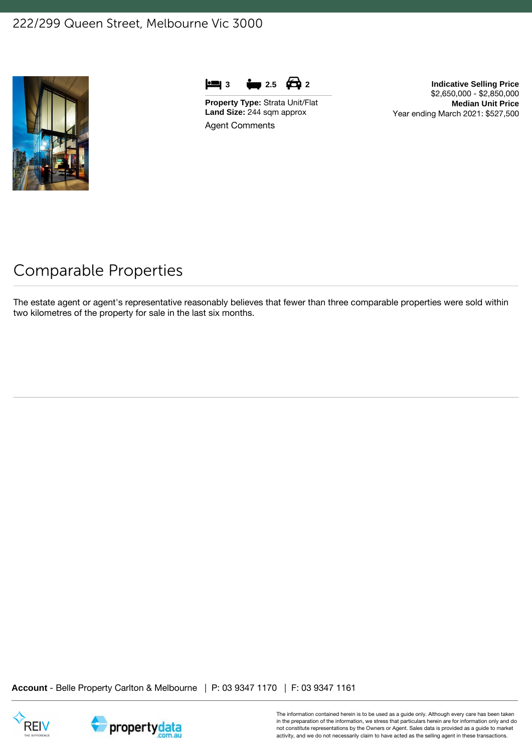# 222/299 Queen Street, Melbourne Vic 3000

3 | 2.5 | 2

**Property Type:** Strata Unit/Flat
**Land Size:** 244 sqm approx
Agent Comments

**Indicative Selling Price**
$2,650,000 - $2,850,000
**Median Unit Price**
Year ending March 2021: $527,500

## Comparable Properties

The estate agent or agent's representative reasonably believes that fewer than three comparable properties were sold within two kilometres of the property for sale in the last six months.

**Account** - Belle Property Carlton & Melbourne | P: 03 9347 1170 | F: 03 9347 1161

The information contained herein is to be used as a guide only. Although every care has been taken in the preparation of the information, we stress that particulars herein are for information only and do not constitute representations by the Owners or Agent. Sales data is provided as a guide to market activity, and we do not necessarily claim to have acted as the selling agent in these transactions.